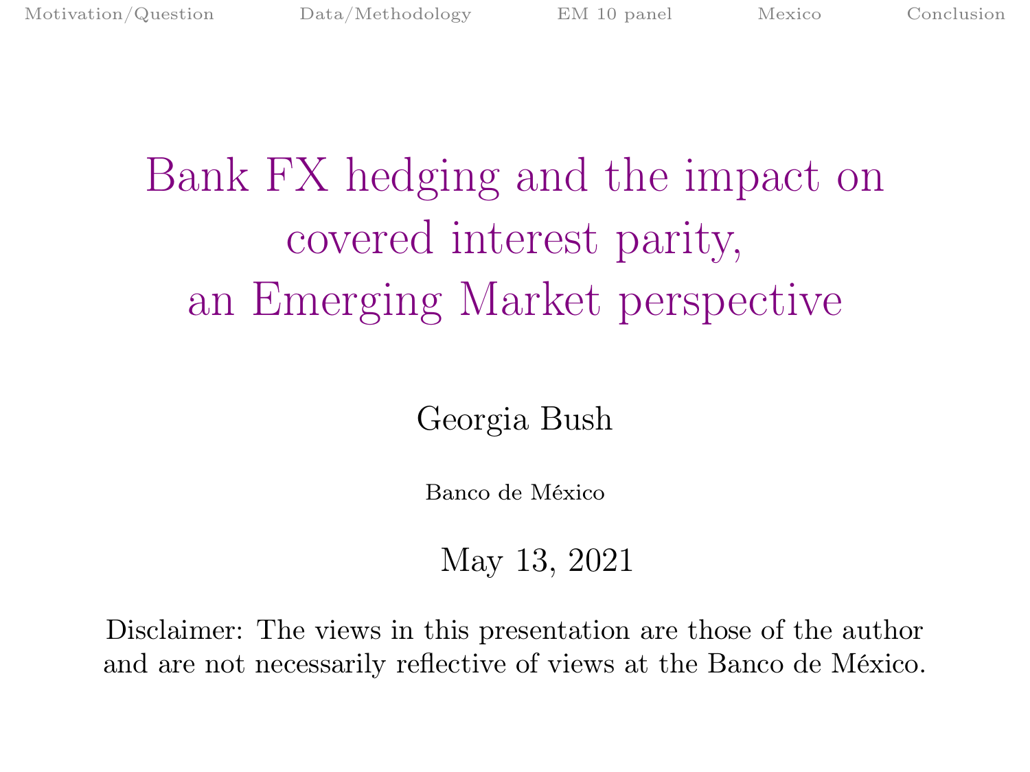# Bank FX hedging and the impact on covered interest parity, an Emerging Market perspective

Georgia Bush

Banco de México

May 13, 2021

Disclaimer: The views in this presentation are those of the author and are not necessarily reflective of views at the Banco de México.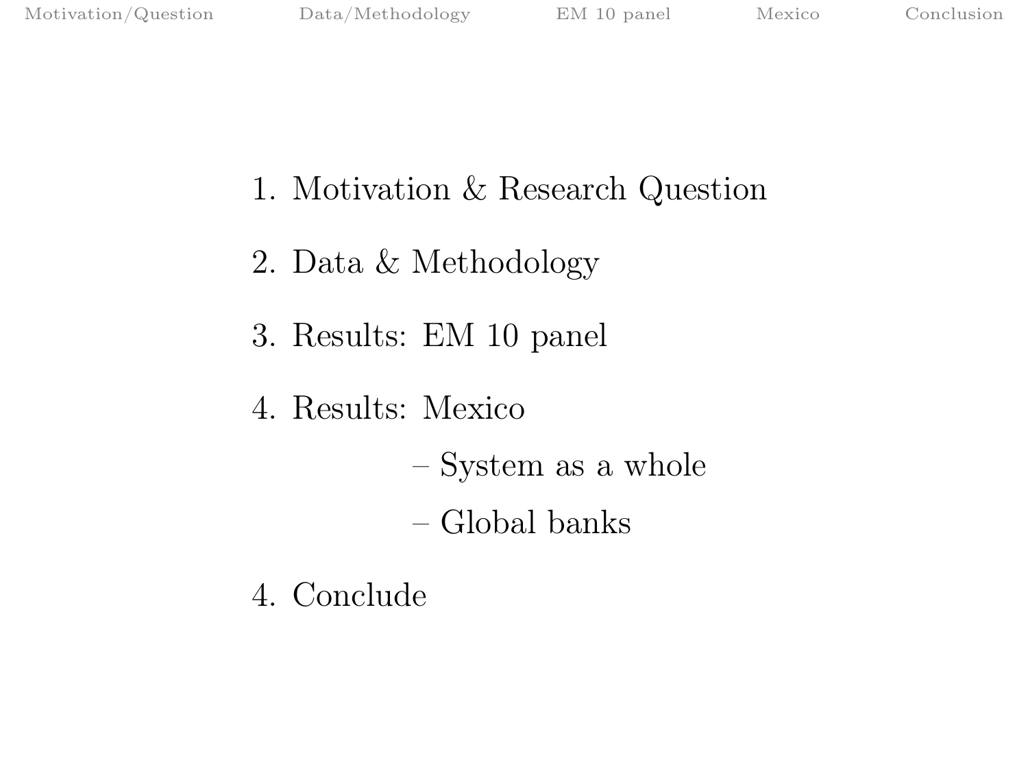1. Motivation & Research Question

2. Data & Methodology

3. Results: EM 10 panel

4. Results: Mexico
   - System as a whole
   - Global banks

4. Conclude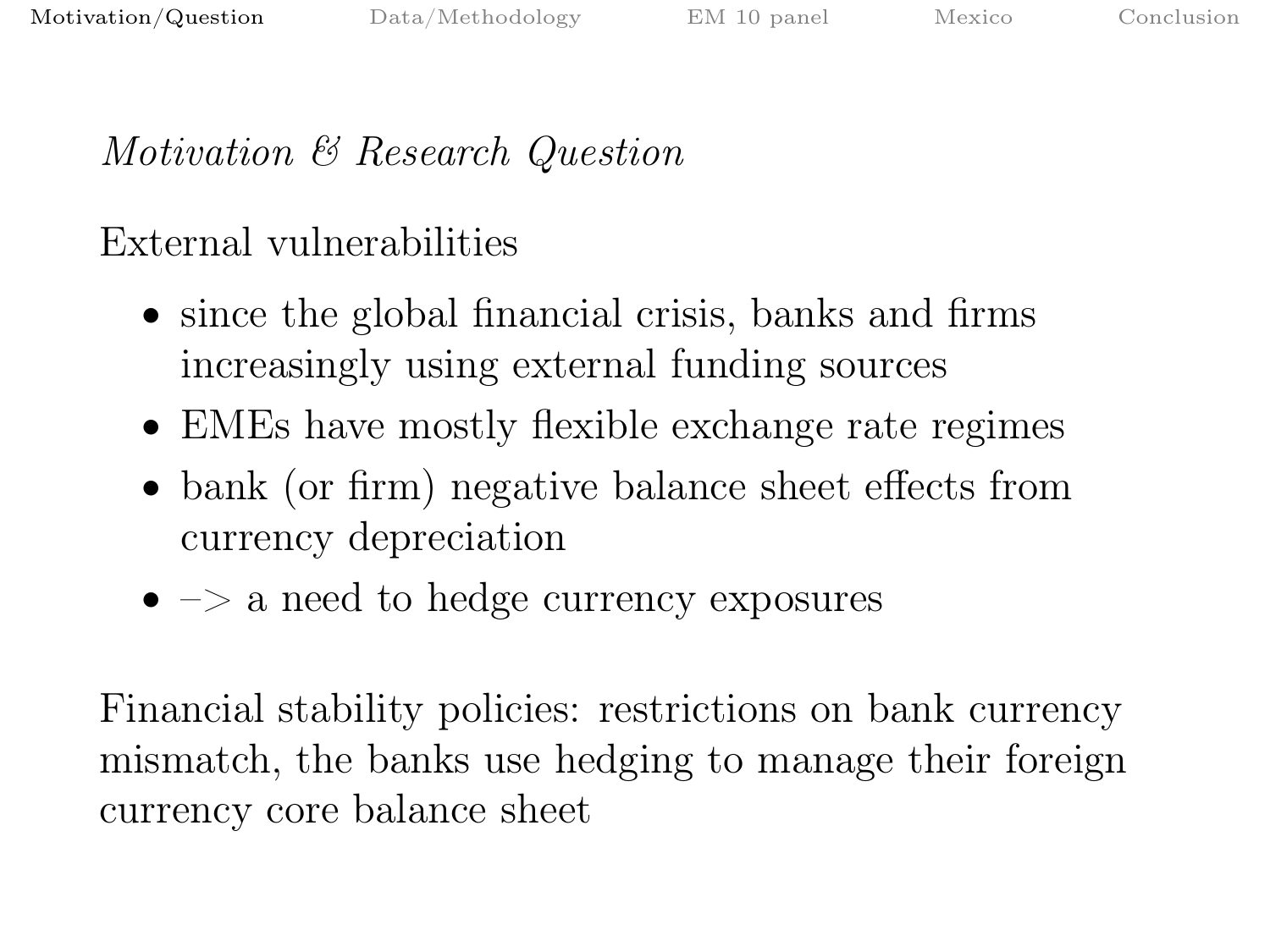## *Motivation & Research Question*

External vulnerabilities

- since the global financial crisis, banks and firms increasingly using external funding sources
- EMEs have mostly flexible exchange rate regimes
- bank (or firm) negative balance sheet effects from currency depreciation
- –> a need to hedge currency exposures

Financial stability policies: restrictions on bank currency mismatch, the banks use hedging to manage their foreign currency core balance sheet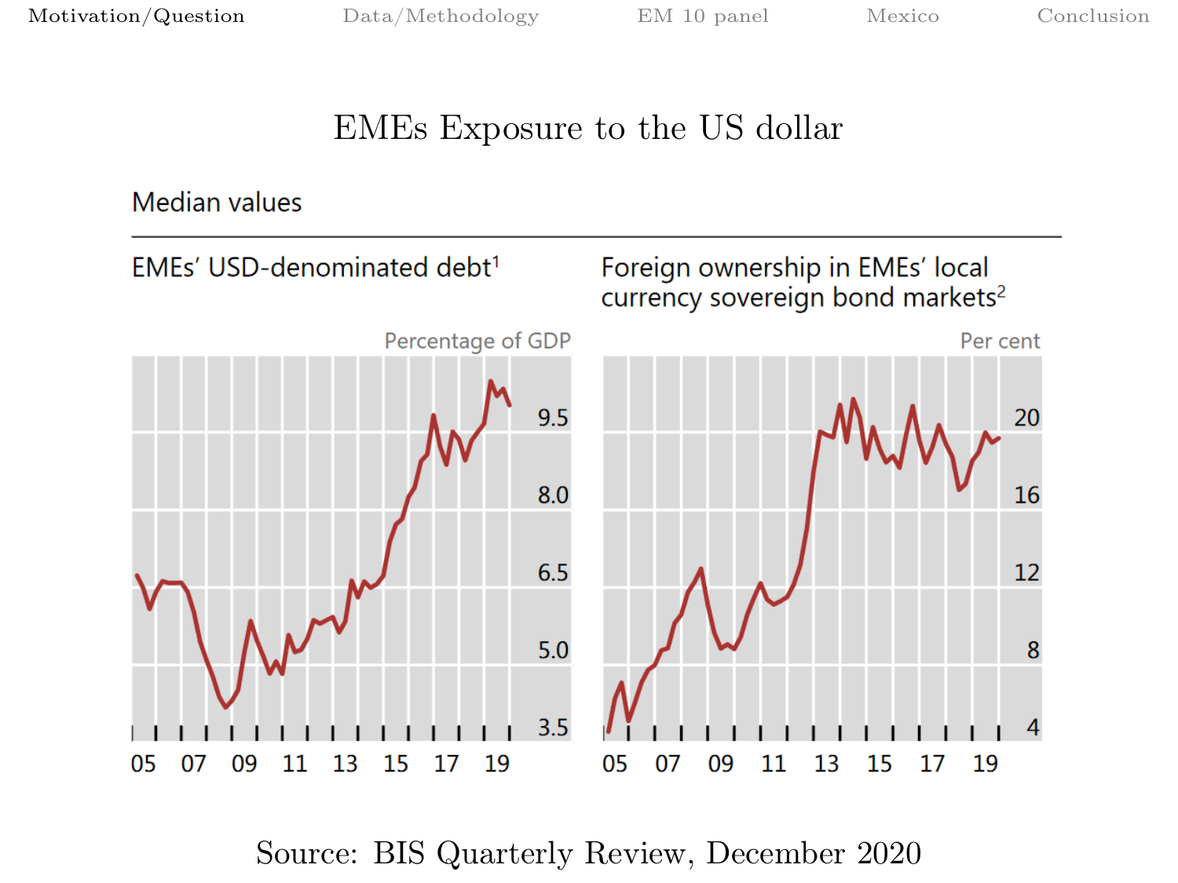# EMEs Exposure to the US dollar

Median values

**EMEs' USD-denominated debt[1]**

Percentage of GDP

9.5
8.0
6.5
5.0
3.5

05 07 09 11 13 15 17 19

**Foreign ownership in EMEs' local currency sovereign bond markets[2]**

Per cent

20
16
12
8
4

05 07 09 11 13 15 17 19

Source: BIS Quarterly Review, December 2020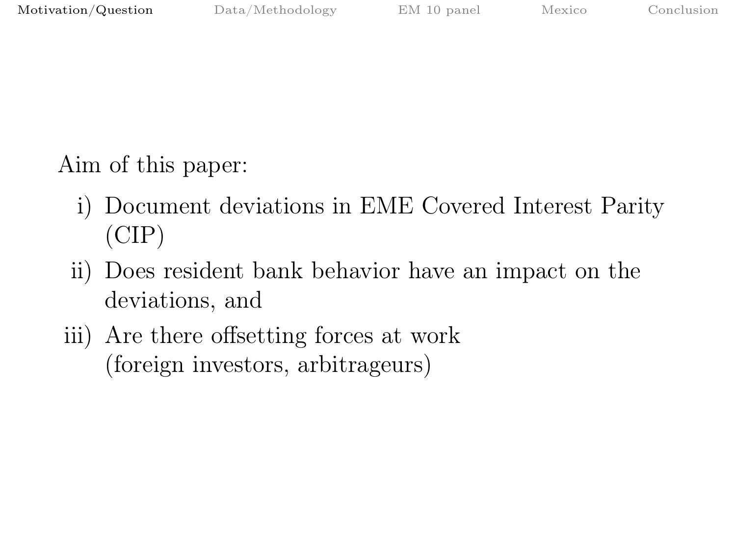Aim of this paper:

i) Document deviations in EME Covered Interest Parity (CIP)
ii) Does resident bank behavior have an impact on the deviations, and
iii) Are there offsetting forces at work (foreign investors, arbitrageurs)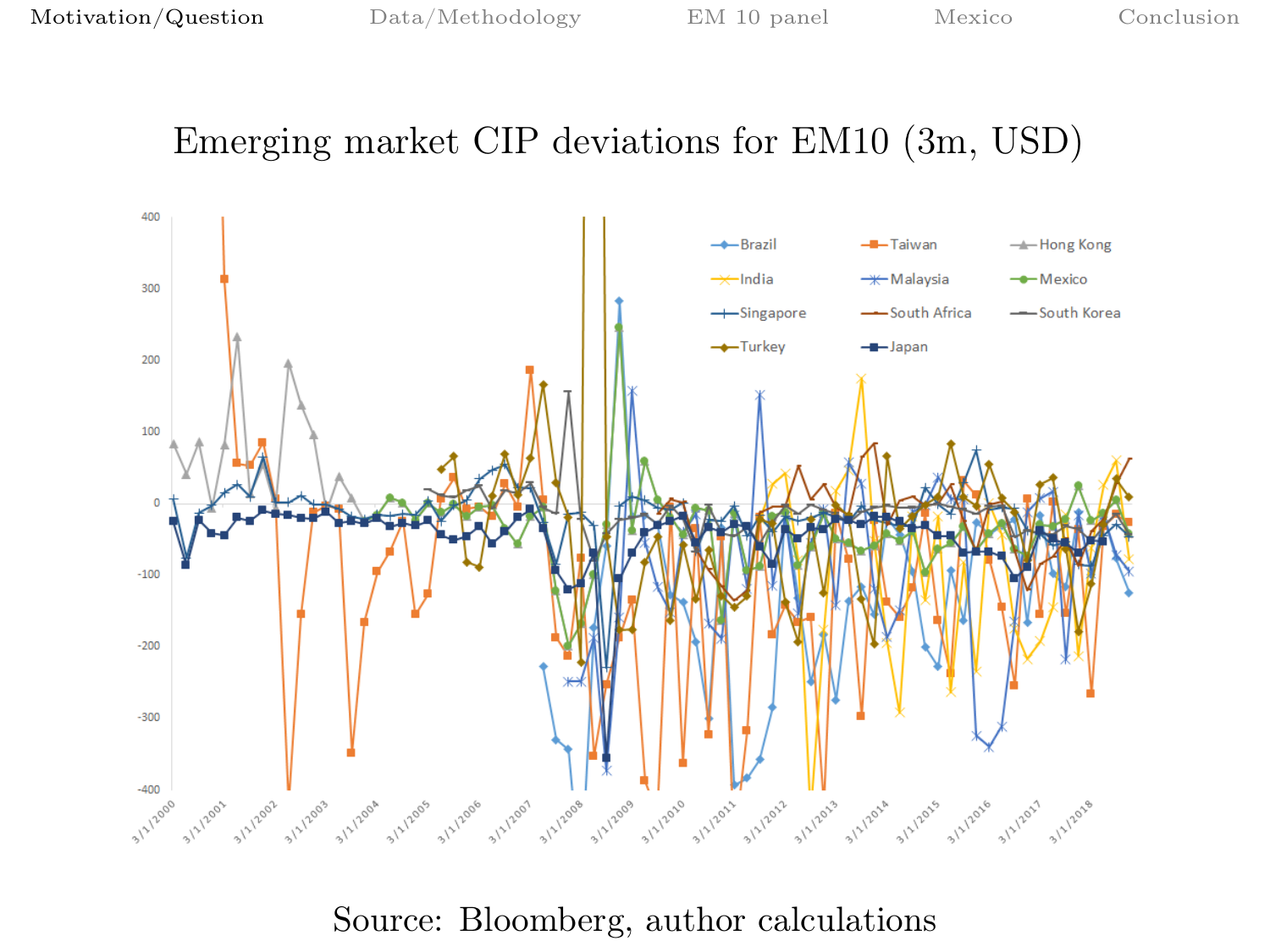# Emerging market CIP deviations for EM10 (3m, USD)

Source: Bloomberg, author calculations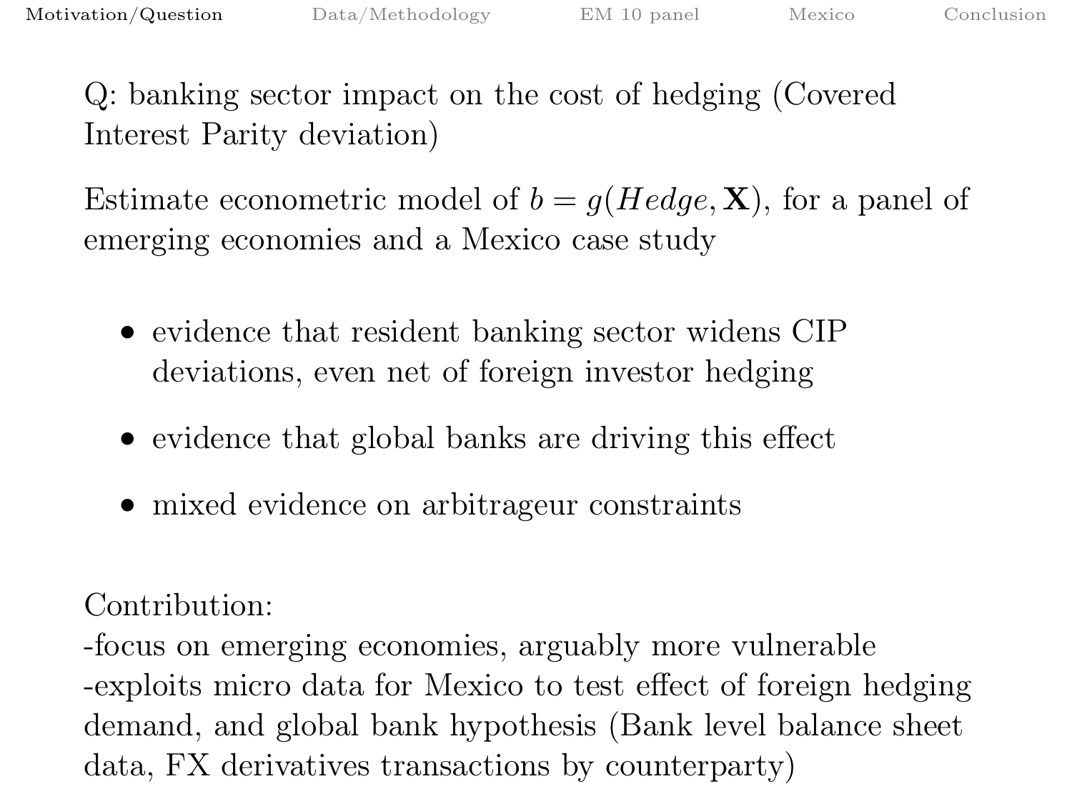Q: banking sector impact on the cost of hedging (Covered Interest Parity deviation)

Estimate econometric model of $b = g(Hedge, \mathbf{X})$, for a panel of emerging economies and a Mexico case study

- evidence that resident banking sector widens CIP deviations, even net of foreign investor hedging
- evidence that global banks are driving this effect
- mixed evidence on arbitrageur constraints

Contribution:
-focus on emerging economies, arguably more vulnerable
-exploits micro data for Mexico to test effect of foreign hedging demand, and global bank hypothesis (Bank level balance sheet data, FX derivatives transactions by counterparty)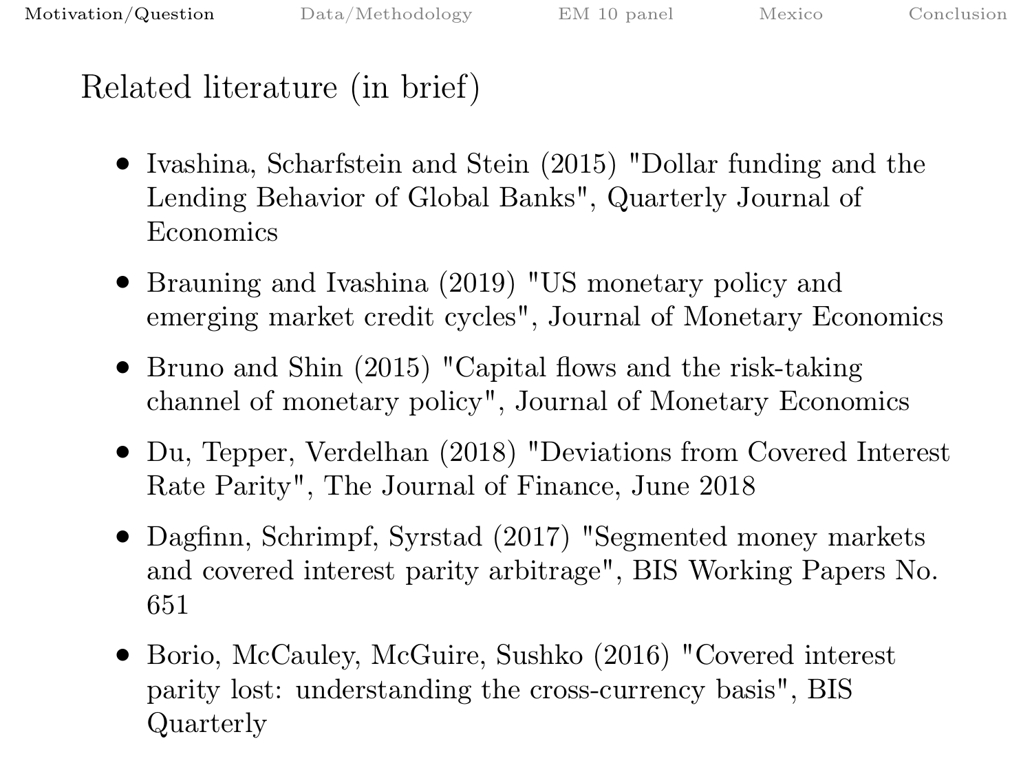# Related literature (in brief)

- Ivashina, Scharfstein and Stein (2015) "Dollar funding and the Lending Behavior of Global Banks", Quarterly Journal of Economics
- Brauning and Ivashina (2019) "US monetary policy and emerging market credit cycles", Journal of Monetary Economics
- Bruno and Shin (2015) "Capital flows and the risk-taking channel of monetary policy", Journal of Monetary Economics
- Du, Tepper, Verdelhan (2018) "Deviations from Covered Interest Rate Parity", The Journal of Finance, June 2018
- Dagfinn, Schrimpf, Syrstad (2017) "Segmented money markets and covered interest parity arbitrage", BIS Working Papers No. 651
- Borio, McCauley, McGuire, Sushko (2016) "Covered interest parity lost: understanding the cross-currency basis", BIS Quarterly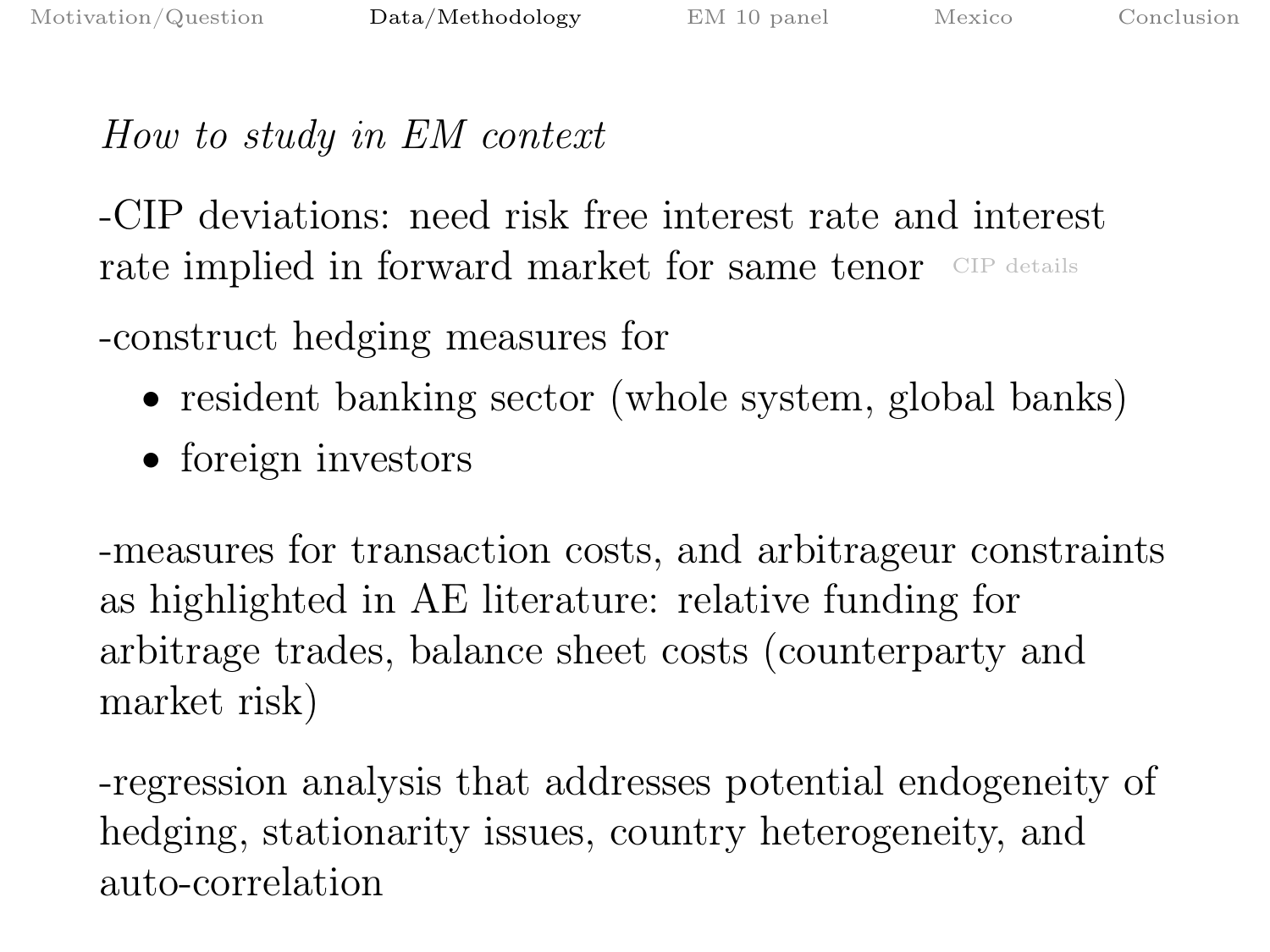*How to study in EM context*

-CIP deviations: need risk free interest rate and interest rate implied in forward market for same tenor CIP details

-construct hedging measures for

- resident banking sector (whole system, global banks)
- foreign investors

-measures for transaction costs, and arbitrageur constraints as highlighted in AE literature: relative funding for arbitrage trades, balance sheet costs (counterparty and market risk)

-regression analysis that addresses potential endogeneity of hedging, stationarity issues, country heterogeneity, and auto-correlation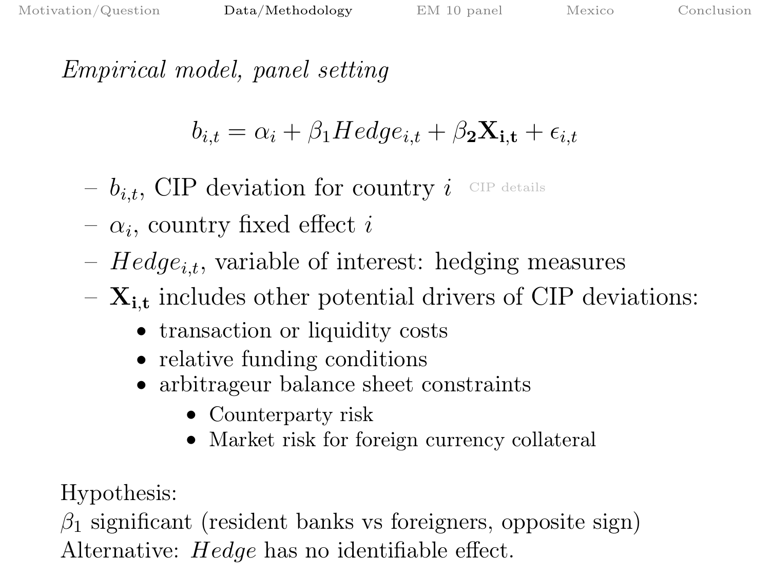## *Empirical model, panel setting*

$$b_{i,t} = \alpha_i + \beta_1 Hedge_{i,t} + \beta_{\mathbf{2}} \mathbf{X_{i,t}} + \epsilon_{i,t}$$

- $b_{i,t}$, CIP deviation for country $i$ CIP details
- $\alpha_i$, country fixed effect $i$
- $Hedge_{i,t}$, variable of interest: hedging measures
- $\mathbf{X_{i,t}}$ includes other potential drivers of CIP deviations:
  - transaction or liquidity costs
  - relative funding conditions
  - arbitrageur balance sheet constraints
    - Counterparty risk
    - Market risk for foreign currency collateral

Hypothesis:
$\beta_1$ significant (resident banks vs foreigners, opposite sign)
Alternative: $Hedge$ has no identifiable effect.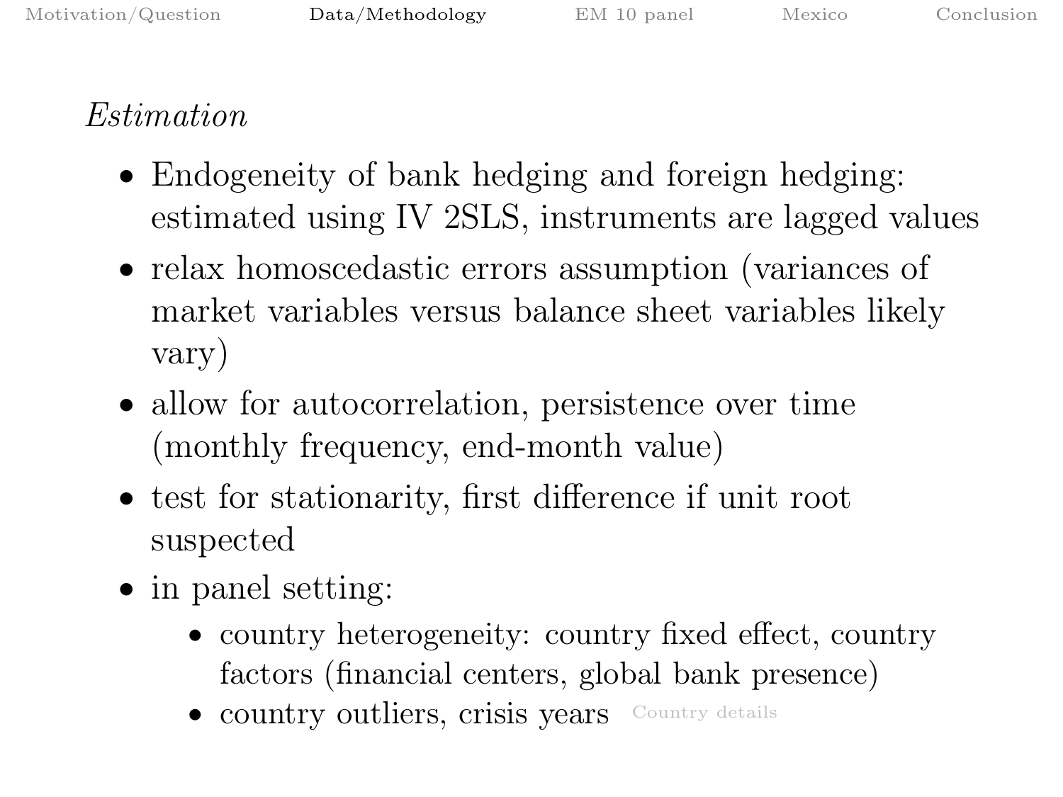## *Estimation*

- Endogeneity of bank hedging and foreign hedging: estimated using IV 2SLS, instruments are lagged values
- relax homoscedastic errors assumption (variances of market variables versus balance sheet variables likely vary)
- allow for autocorrelation, persistence over time (monthly frequency, end-month value)
- test for stationarity, first difference if unit root suspected
- in panel setting:
  - country heterogeneity: country fixed effect, country factors (financial centers, global bank presence)
  - country outliers, crisis years Country details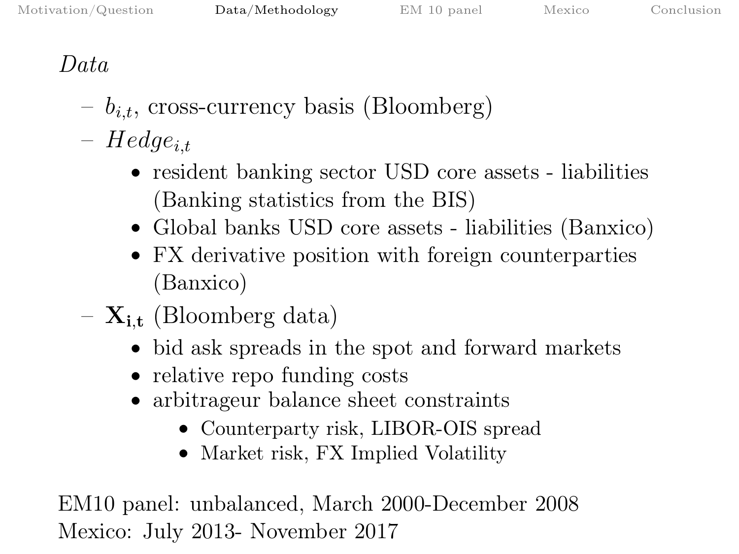*Data*

- $b_{i,t}$, cross-currency basis (Bloomberg)
- $Hedge_{i,t}$
  - resident banking sector USD core assets - liabilities (Banking statistics from the BIS)
  - Global banks USD core assets - liabilities (Banxico)
  - FX derivative position with foreign counterparties (Banxico)
- $\mathbf{X_{i,t}}$ (Bloomberg data)
  - bid ask spreads in the spot and forward markets
  - relative repo funding costs
  - arbitrageur balance sheet constraints
    - Counterparty risk, LIBOR-OIS spread
    - Market risk, FX Implied Volatility

EM10 panel: unbalanced, March 2000-December 2008
Mexico: July 2013- November 2017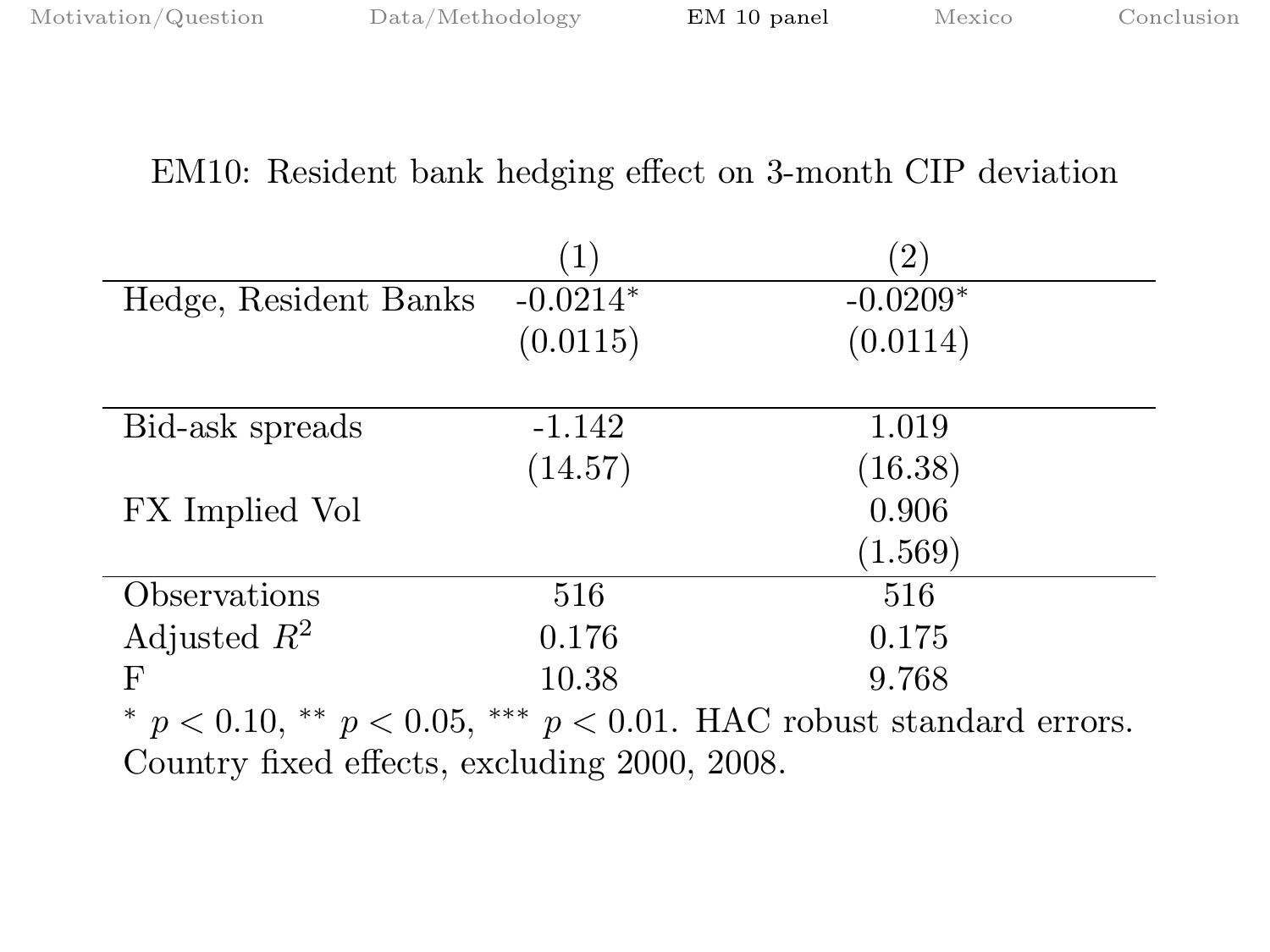## EM10: Resident bank hedging effect on 3-month CIP deviation

| | (1) | (2) |
|---|---|---|
| Hedge, Resident Banks | -0.0214* | -0.0209* |
| | (0.0115) | (0.0114) |
| Bid-ask spreads | -1.142 | 1.019 |
| | (14.57) | (16.38) |
| FX Implied Vol | | 0.906 |
| | | (1.569) |
| Observations | 516 | 516 |
| Adjusted $R^2$ | 0.176 | 0.175 |
| F | 10.38 | 9.768 |

\* $p < 0.10$, \*\* $p < 0.05$, \*\*\* $p < 0.01$. HAC robust standard errors. Country fixed effects, excluding 2000, 2008.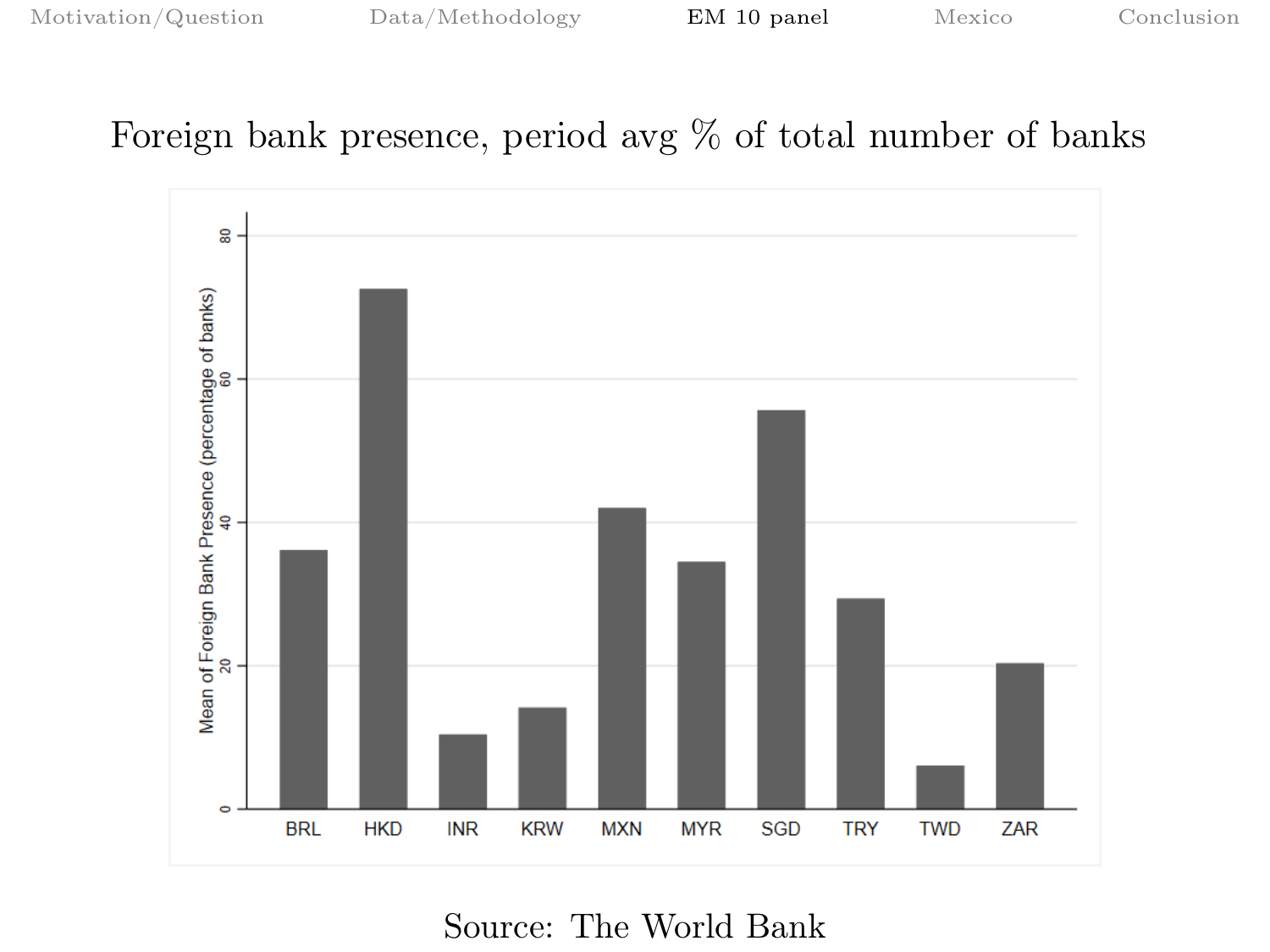# Foreign bank presence, period avg % of total number of banks

Source: The World Bank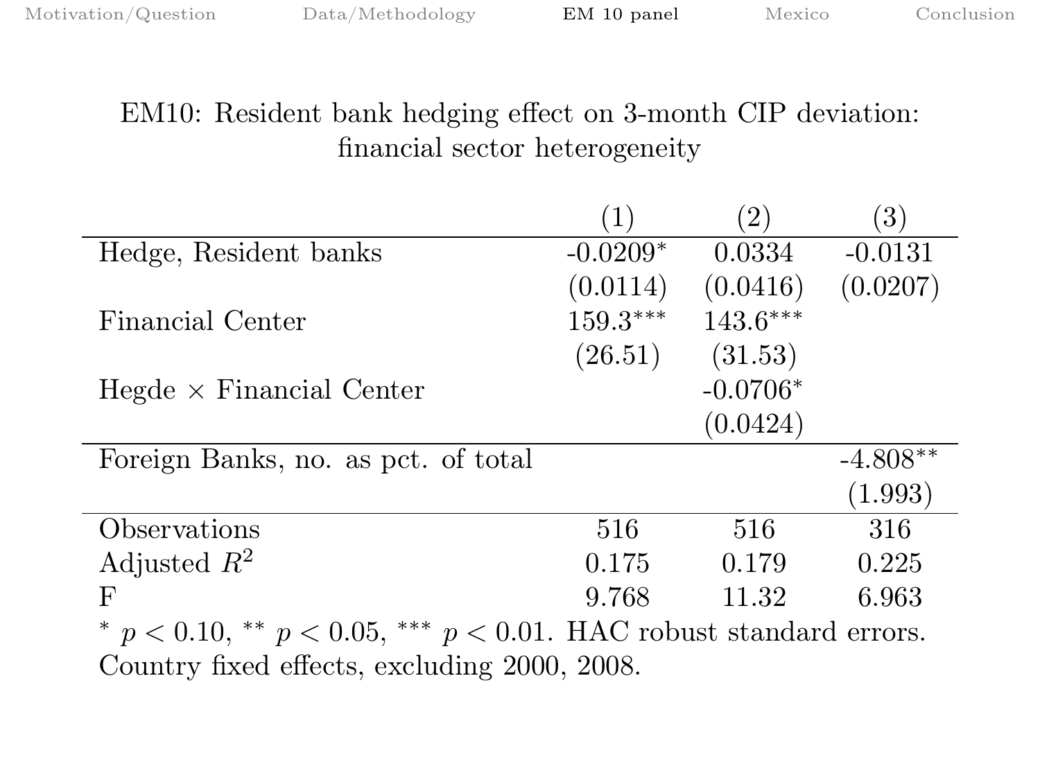# EM10: Resident bank hedging effect on 3-month CIP deviation: financial sector heterogeneity

| | (1) | (2) | (3) |
|---|---|---|---|
| Hedge, Resident banks | -0.0209* | 0.0334 | -0.0131 |
| | (0.0114) | (0.0416) | (0.0207) |
| Financial Center | 159.3*** | 143.6*** | |
| | (26.51) | (31.53) | |
| Hegde × Financial Center | | -0.0706* | |
| | | (0.0424) | |
| Foreign Banks, no. as pct. of total | | | -4.808** |
| | | | (1.993) |
| Observations | 516 | 516 | 316 |
| Adjusted $R^2$ | 0.175 | 0.179 | 0.225 |
| F | 9.768 | 11.32 | 6.963 |

* $p < 0.10$, ** $p < 0.05$, *** $p < 0.01$. HAC robust standard errors. Country fixed effects, excluding 2000, 2008.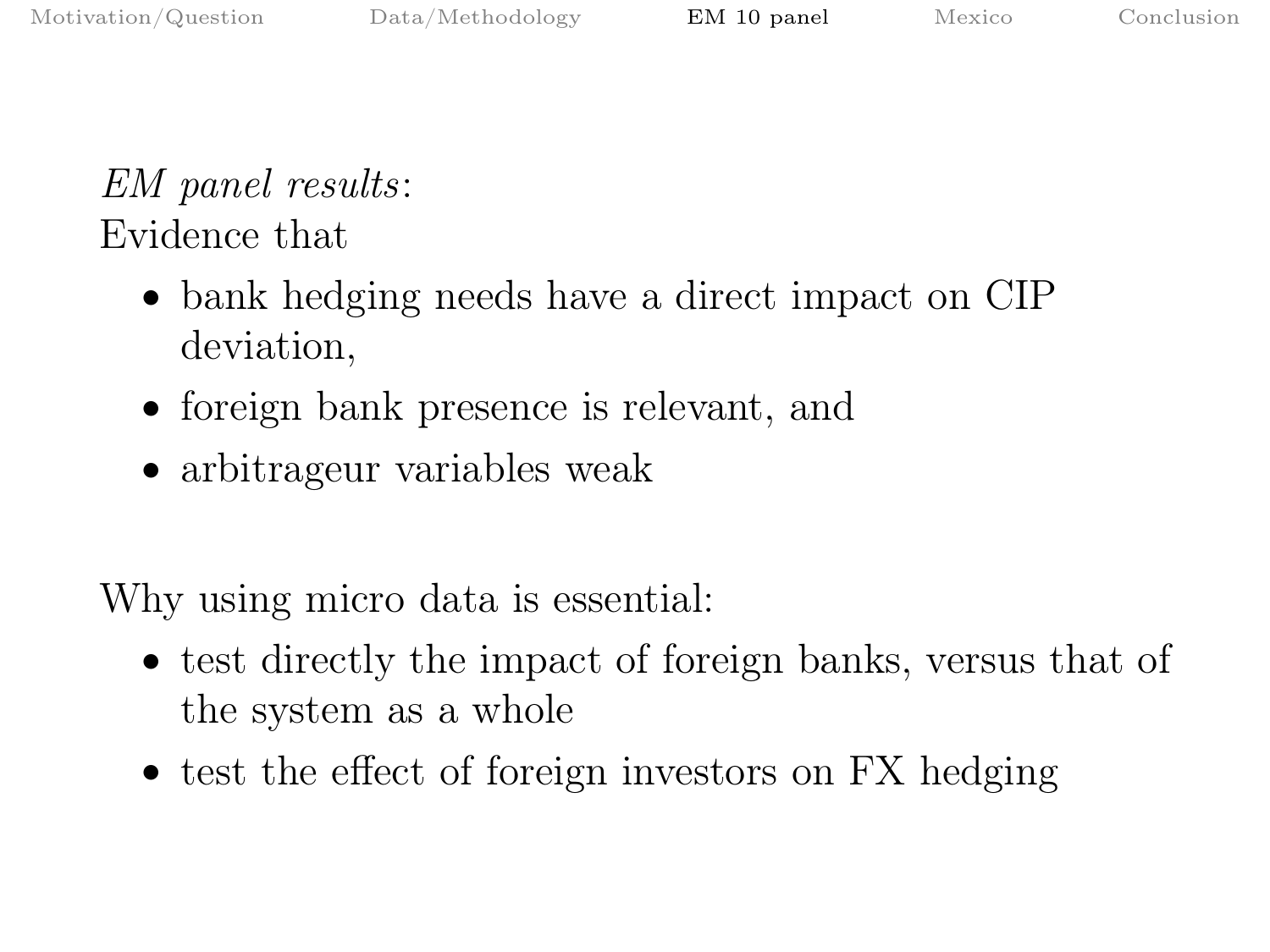*EM panel results*:
Evidence that

- bank hedging needs have a direct impact on CIP deviation,
- foreign bank presence is relevant, and
- arbitrageur variables weak

Why using micro data is essential:

- test directly the impact of foreign banks, versus that of the system as a whole
- test the effect of foreign investors on FX hedging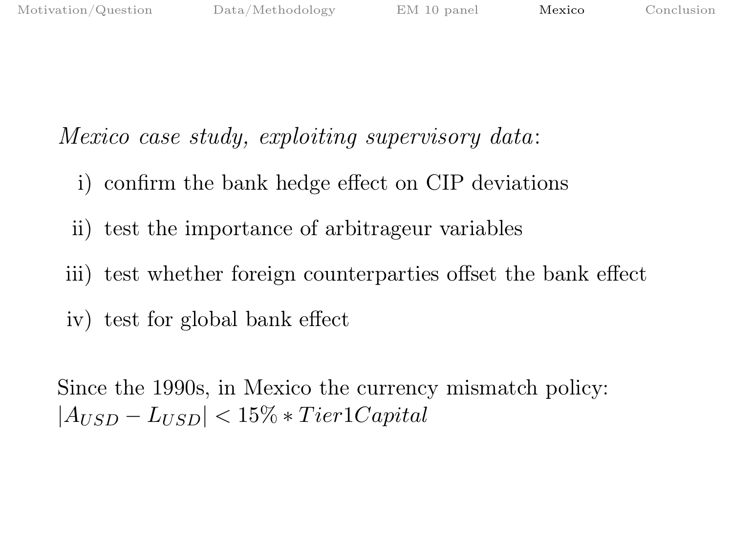*Mexico case study, exploiting supervisory data*:

i) confirm the bank hedge effect on CIP deviations

ii) test the importance of arbitrageur variables

iii) test whether foreign counterparties offset the bank effect

iv) test for global bank effect

Since the 1990s, in Mexico the currency mismatch policy:
$|A_{USD} - L_{USD}| < 15\% * Tier1Capital$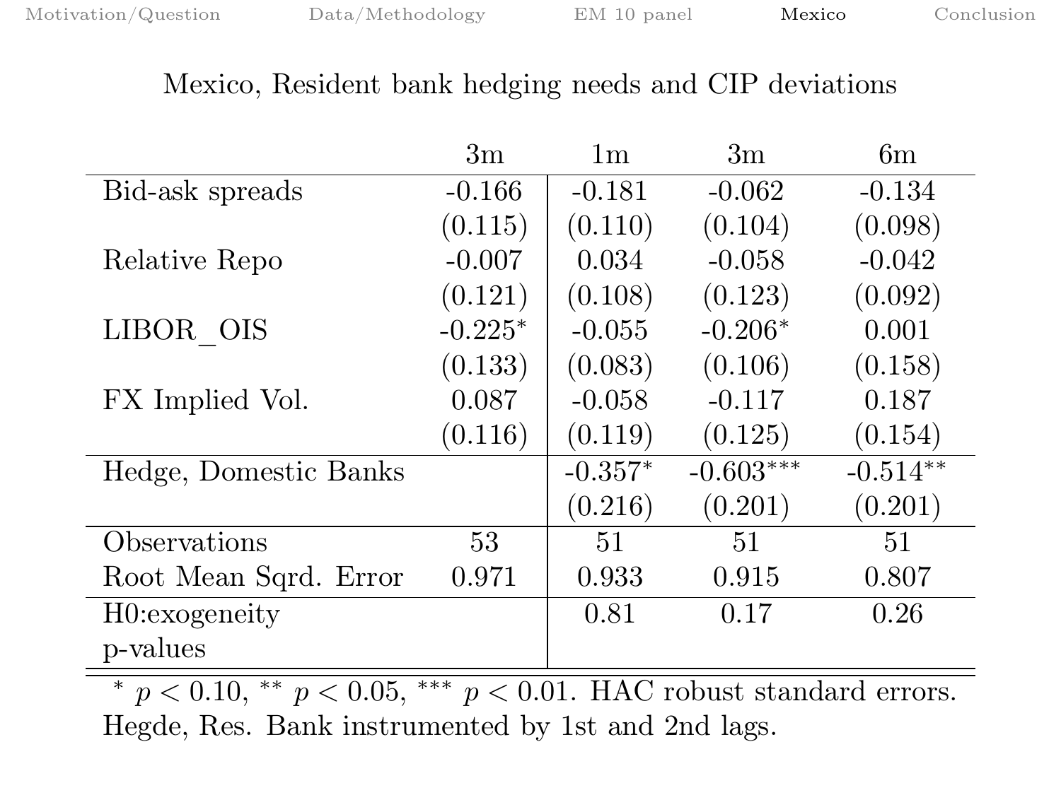## Mexico, Resident bank hedging needs and CIP deviations

| | 3m | 1m | 3m | 6m |
|---|---|---|---|---|
| Bid-ask spreads | -0.166 | -0.181 | -0.062 | -0.134 |
| | (0.115) | (0.110) | (0.104) | (0.098) |
| Relative Repo | -0.007 | 0.034 | -0.058 | -0.042 |
| | (0.121) | (0.108) | (0.123) | (0.092) |
| LIBOR_OIS | -0.225* | -0.055 | -0.206* | 0.001 |
| | (0.133) | (0.083) | (0.106) | (0.158) |
| FX Implied Vol. | 0.087 | -0.058 | -0.117 | 0.187 |
| | (0.116) | (0.119) | (0.125) | (0.154) |
| Hedge, Domestic Banks | | -0.357* | -0.603*** | -0.514** |
| | | (0.216) | (0.201) | (0.201) |
| Observations | 53 | 51 | 51 | 51 |
| Root Mean Sqrd. Error | 0.971 | 0.933 | 0.915 | 0.807 |
| H0:exogeneity p-values | | 0.81 | 0.17 | 0.26 |

* $p < 0.10$, ** $p < 0.05$, *** $p < 0.01$. HAC robust standard errors. Hegde, Res. Bank instrumented by 1st and 2nd lags.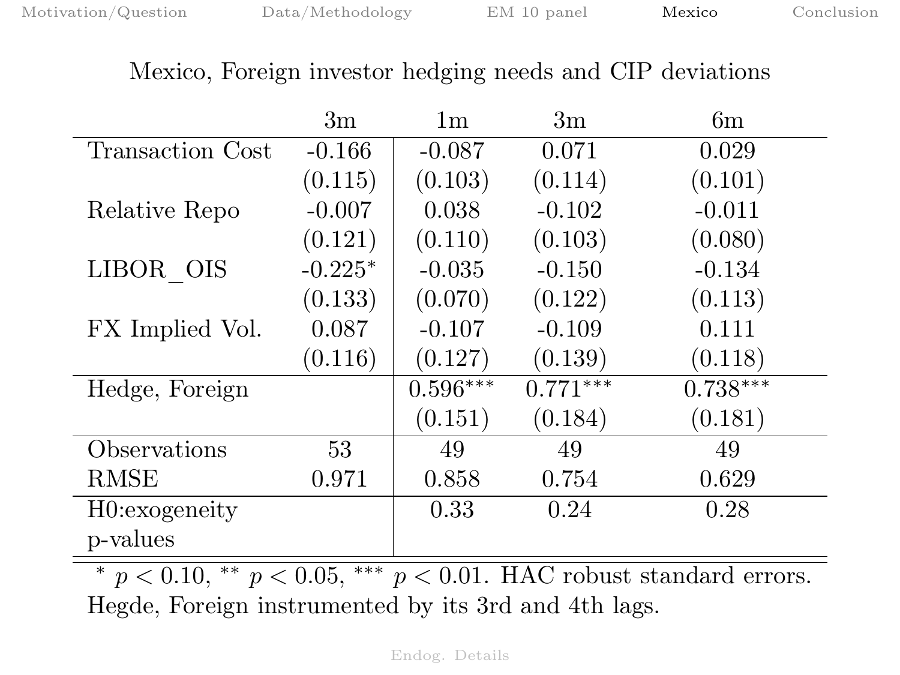## Mexico, Foreign investor hedging needs and CIP deviations

| | 3m | 1m | 3m | 6m |
|---|---|---|---|---|
| Transaction Cost | -0.166 | -0.087 | 0.071 | 0.029 |
| | (0.115) | (0.103) | (0.114) | (0.101) |
| Relative Repo | -0.007 | 0.038 | -0.102 | -0.011 |
| | (0.121) | (0.110) | (0.103) | (0.080) |
| LIBOR_OIS | -0.225* | -0.035 | -0.150 | -0.134 |
| | (0.133) | (0.070) | (0.122) | (0.113) |
| FX Implied Vol. | 0.087 | -0.107 | -0.109 | 0.111 |
| | (0.116) | (0.127) | (0.139) | (0.118) |
| Hedge, Foreign | | 0.596*** | 0.771*** | 0.738*** |
| | | (0.151) | (0.184) | (0.181) |
| Observations | 53 | 49 | 49 | 49 |
| RMSE | 0.971 | 0.858 | 0.754 | 0.629 |
| H0:exogeneity p-values | | 0.33 | 0.24 | 0.28 |

* $p < 0.10$, ** $p < 0.05$, *** $p < 0.01$. HAC robust standard errors. Hegde, Foreign instrumented by its 3rd and 4th lags.

Endog. Details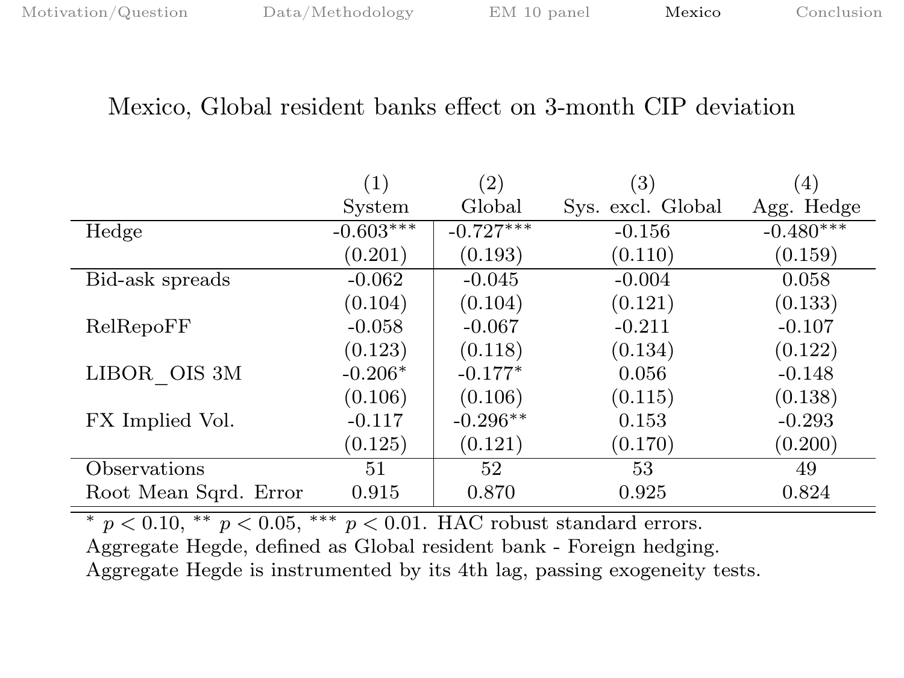## Mexico, Global resident banks effect on 3-month CIP deviation

| | (1) System | (2) Global | (3) Sys. excl. Global | (4) Agg. Hedge |
|---|---|---|---|---|
| Hedge | -0.603*** | -0.727*** | -0.156 | -0.480*** |
| | (0.201) | (0.193) | (0.110) | (0.159) |
| Bid-ask spreads | -0.062 | -0.045 | -0.004 | 0.058 |
| | (0.104) | (0.104) | (0.121) | (0.133) |
| RelRepoFF | -0.058 | -0.067 | -0.211 | -0.107 |
| | (0.123) | (0.118) | (0.134) | (0.122) |
| LIBOR_OIS 3M | -0.206* | -0.177* | 0.056 | -0.148 |
| | (0.106) | (0.106) | (0.115) | (0.138) |
| FX Implied Vol. | -0.117 | -0.296** | 0.153 | -0.293 |
| | (0.125) | (0.121) | (0.170) | (0.200) |
| Observations | 51 | 52 | 53 | 49 |
| Root Mean Sqrd. Error | 0.915 | 0.870 | 0.925 | 0.824 |

* $p < 0.10$, ** $p < 0.05$, *** $p < 0.01$. HAC robust standard errors.
Aggregate Hegde, defined as Global resident bank - Foreign hedging.
Aggregate Hegde is instrumented by its 4th lag, passing exogeneity tests.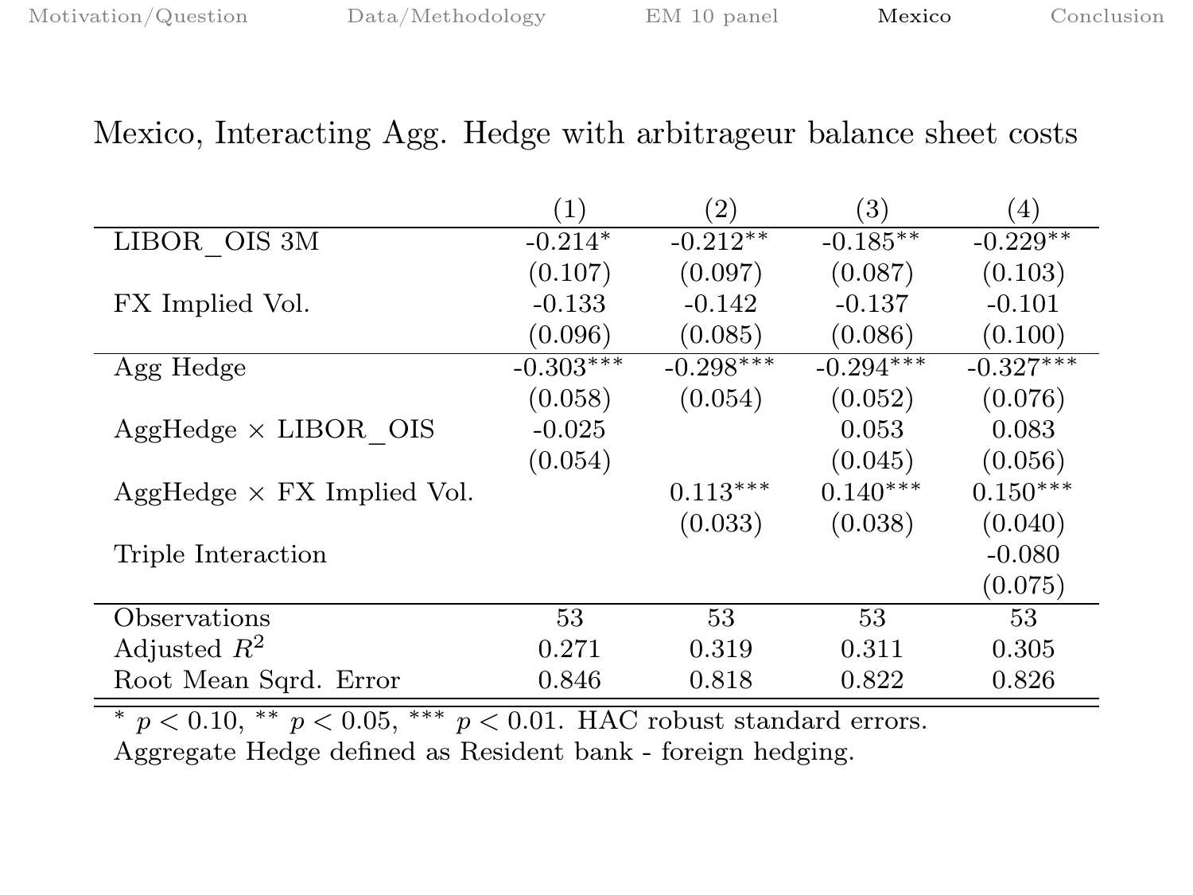## Mexico, Interacting Agg. Hedge with arbitrageur balance sheet costs

| | (1) | (2) | (3) | (4) |
|---|---|---|---|---|
| LIBOR_OIS 3M | -0.214* | -0.212** | -0.185** | -0.229** |
| | (0.107) | (0.097) | (0.087) | (0.103) |
| FX Implied Vol. | -0.133 | -0.142 | -0.137 | -0.101 |
| | (0.096) | (0.085) | (0.086) | (0.100) |
| Agg Hedge | -0.303*** | -0.298*** | -0.294*** | -0.327*** |
| | (0.058) | (0.054) | (0.052) | (0.076) |
| AggHedge × LIBOR_OIS | -0.025 | | 0.053 | 0.083 |
| | (0.054) | | (0.045) | (0.056) |
| AggHedge × FX Implied Vol. | | 0.113*** | 0.140*** | 0.150*** |
| | | (0.033) | (0.038) | (0.040) |
| Triple Interaction | | | | -0.080 |
| | | | | (0.075) |
| Observations | 53 | 53 | 53 | 53 |
| Adjusted $R^2$ | 0.271 | 0.319 | 0.311 | 0.305 |
| Root Mean Sqrd. Error | 0.846 | 0.818 | 0.822 | 0.826 |

* $p < 0.10$, ** $p < 0.05$, *** $p < 0.01$. HAC robust standard errors.
Aggregate Hedge defined as Resident bank - foreign hedging.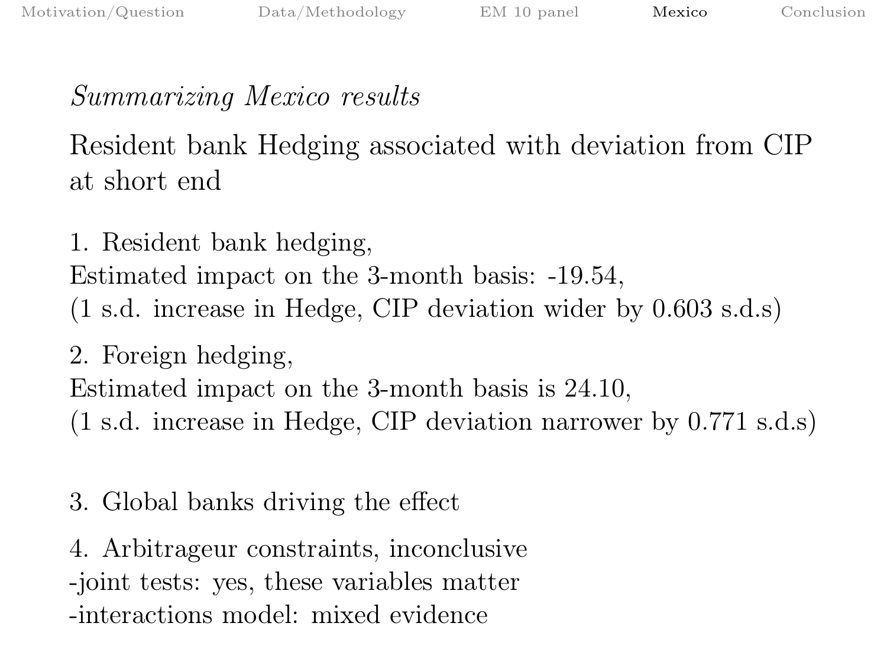*Summarizing Mexico results*

Resident bank Hedging associated with deviation from CIP at short end

1. Resident bank hedging,
Estimated impact on the 3-month basis: -19.54,
(1 s.d. increase in Hedge, CIP deviation wider by 0.603 s.d.s)

2. Foreign hedging,
Estimated impact on the 3-month basis is 24.10,
(1 s.d. increase in Hedge, CIP deviation narrower by 0.771 s.d.s)

3. Global banks driving the effect

4. Arbitrageur constraints, inconclusive
-joint tests: yes, these variables matter
-interactions model: mixed evidence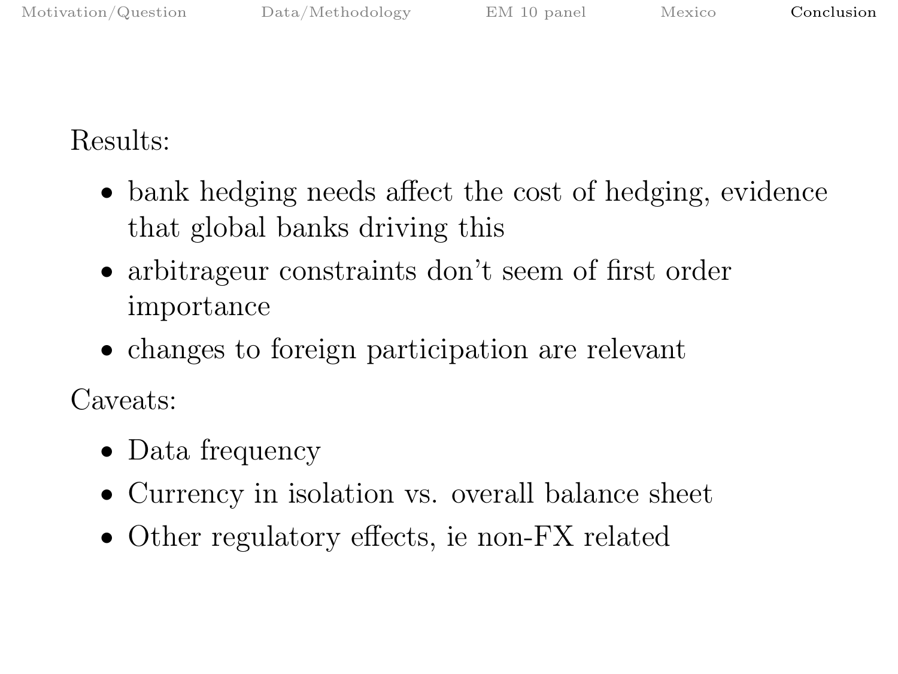Results:

- bank hedging needs affect the cost of hedging, evidence that global banks driving this
- arbitrageur constraints don't seem of first order importance
- changes to foreign participation are relevant

Caveats:

- Data frequency
- Currency in isolation vs. overall balance sheet
- Other regulatory effects, ie non-FX related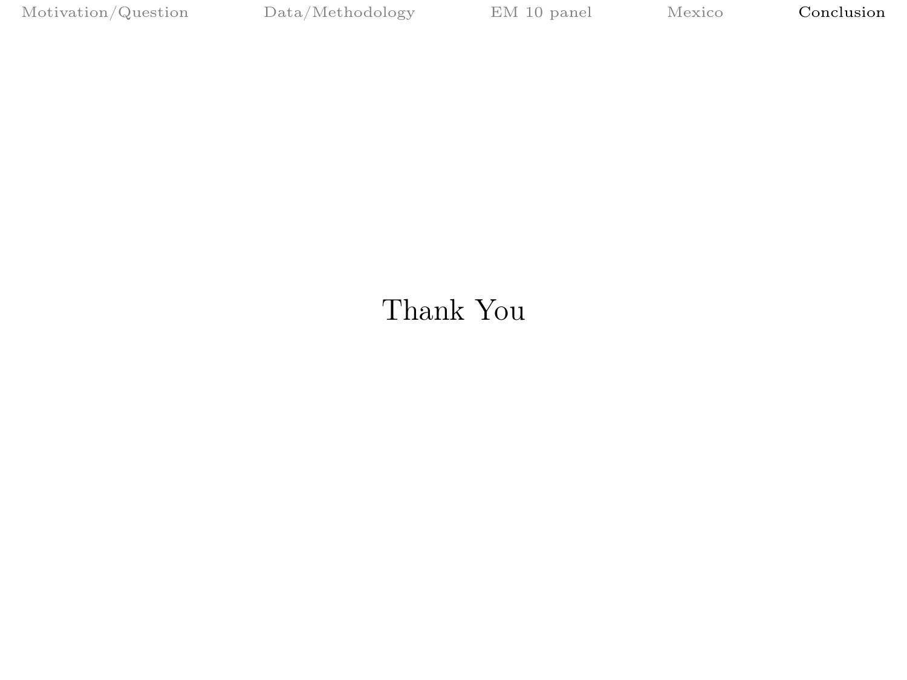Thank You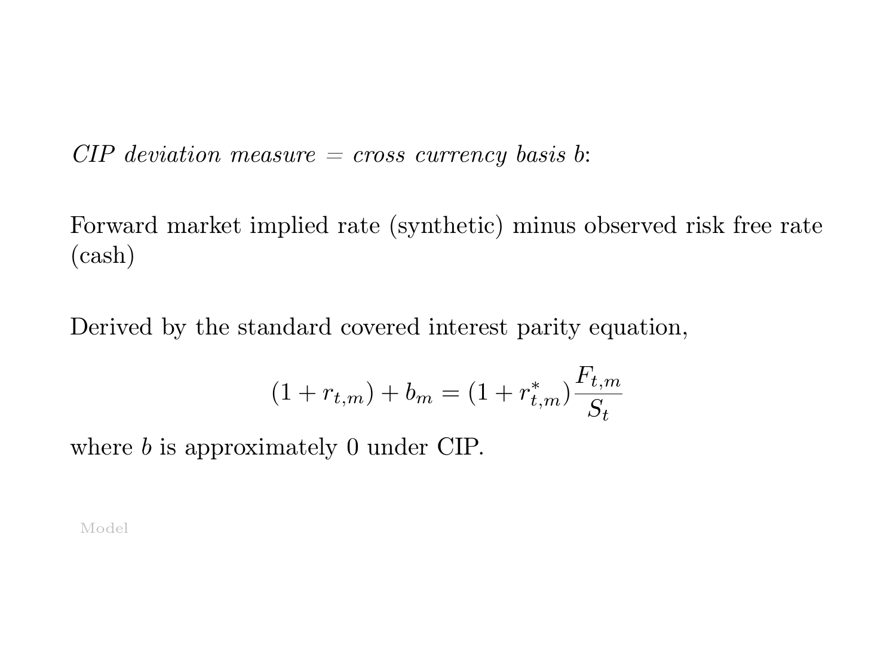*CIP deviation measure = cross currency basis $b$:*

Forward market implied rate (synthetic) minus observed risk free rate (cash)

Derived by the standard covered interest parity equation,

$$(1 + r_{t,m}) + b_m = (1 + r^*_{t,m}) \frac{F_{t,m}}{S_t}$$

where $b$ is approximately 0 under CIP.

Model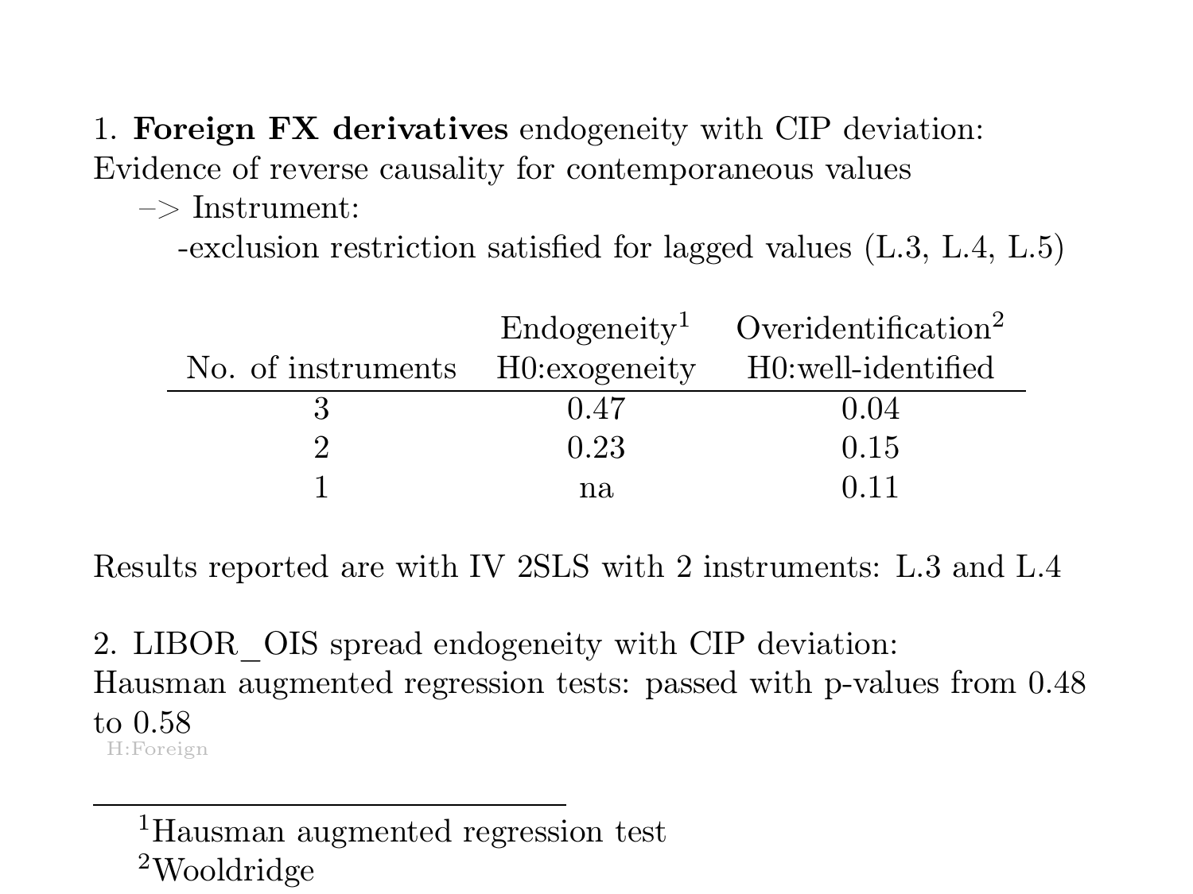1. **Foreign FX derivatives** endogeneity with CIP deviation:
Evidence of reverse causality for contemporaneous values

–> Instrument:

-exclusion restriction satisfied for lagged values (L.3, L.4, L.5)

| No. of instruments | Endogeneity[1] H0:exogeneity | Overidentification[2] H0:well-identified |
|---|---|---|
| 3 | 0.47 | 0.04 |
| 2 | 0.23 | 0.15 |
| 1 | na | 0.11 |

Results reported are with IV 2SLS with 2 instruments: L.3 and L.4

2. LIBOR_OIS spread endogeneity with CIP deviation:
Hausman augmented regression tests: passed with p-values from 0.48 to 0.58

H:Foreign

[1] Hausman augmented regression test

[2] Wooldridge